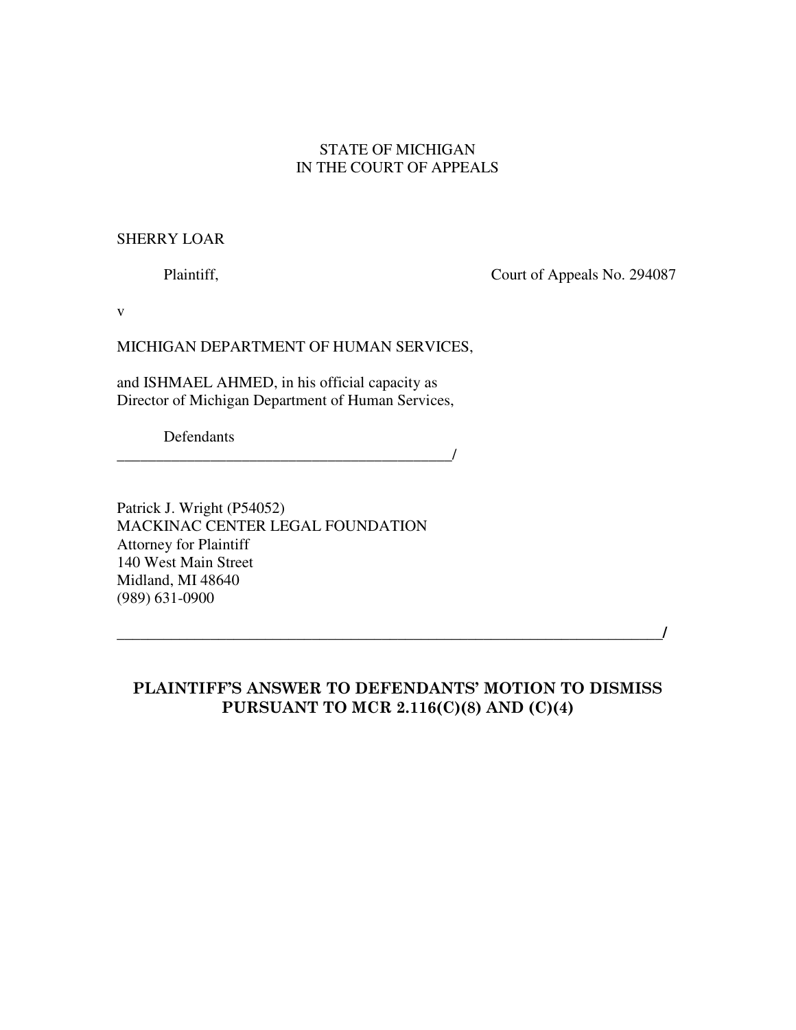STATE OF MICHIGAN
IN THE COURT OF APPEALS

SHERRY LOAR

Plaintiff, Court of Appeals No. 294087

v

MICHIGAN DEPARTMENT OF HUMAN SERVICES,

and ISHMAEL AHMED, in his official capacity as
Director of Michigan Department of Human Services,

Defendants
_____________________________________________/

Patrick J. Wright (P54052)
MACKINAC CENTER LEGAL FOUNDATION
Attorney for Plaintiff
140 West Main Street
Midland, MI 48640
(989) 631-0900

_________________________________________________________________________/

**PLAINTIFF'S ANSWER TO DEFENDANTS' MOTION TO DISMISS PURSUANT TO MCR 2.116(C)(8) AND (C)(4)**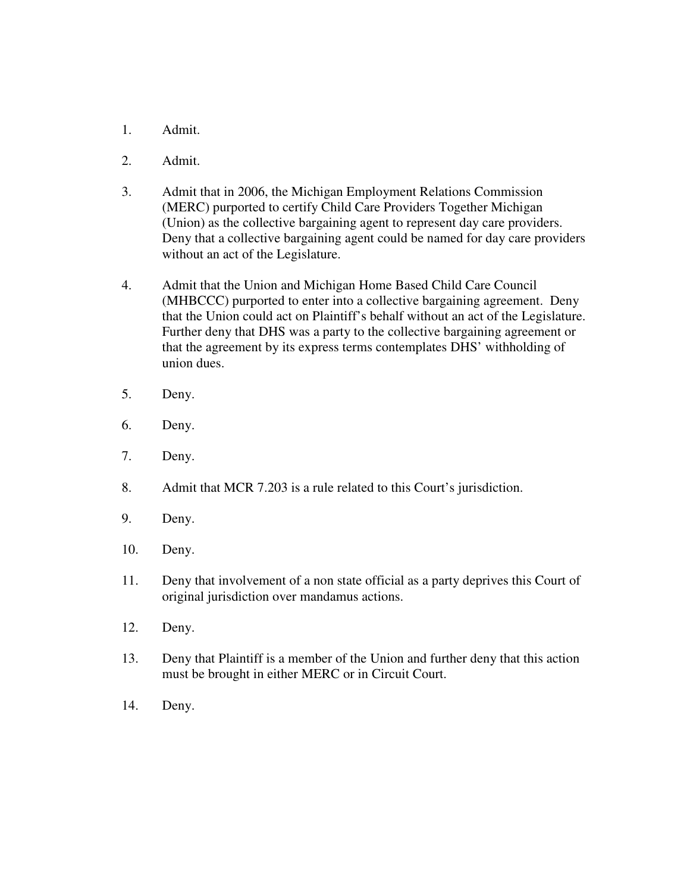1. Admit.

2. Admit.

3. Admit that in 2006, the Michigan Employment Relations Commission (MERC) purported to certify Child Care Providers Together Michigan (Union) as the collective bargaining agent to represent day care providers. Deny that a collective bargaining agent could be named for day care providers without an act of the Legislature.

4. Admit that the Union and Michigan Home Based Child Care Council (MHBCCC) purported to enter into a collective bargaining agreement. Deny that the Union could act on Plaintiff's behalf without an act of the Legislature. Further deny that DHS was a party to the collective bargaining agreement or that the agreement by its express terms contemplates DHS' withholding of union dues.

5. Deny.

6. Deny.

7. Deny.

8. Admit that MCR 7.203 is a rule related to this Court's jurisdiction.

9. Deny.

10. Deny.

11. Deny that involvement of a non state official as a party deprives this Court of original jurisdiction over mandamus actions.

12. Deny.

13. Deny that Plaintiff is a member of the Union and further deny that this action must be brought in either MERC or in Circuit Court.

14. Deny.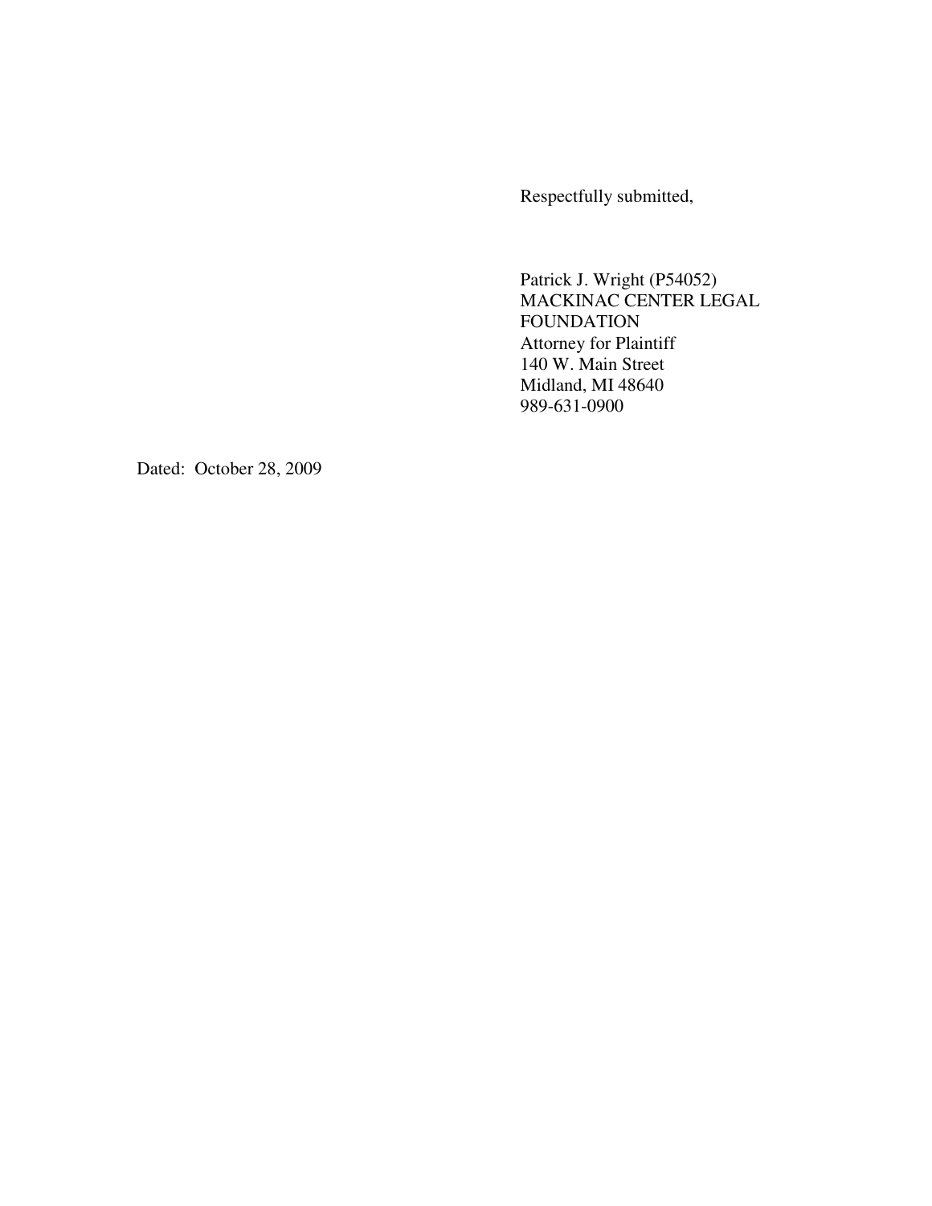Respectfully submitted,

Patrick J. Wright (P54052)  
MACKINAC CENTER LEGAL FOUNDATION  
Attorney for Plaintiff  
140 W. Main Street  
Midland, MI 48640  
989-631-0900

Dated: October 28, 2009